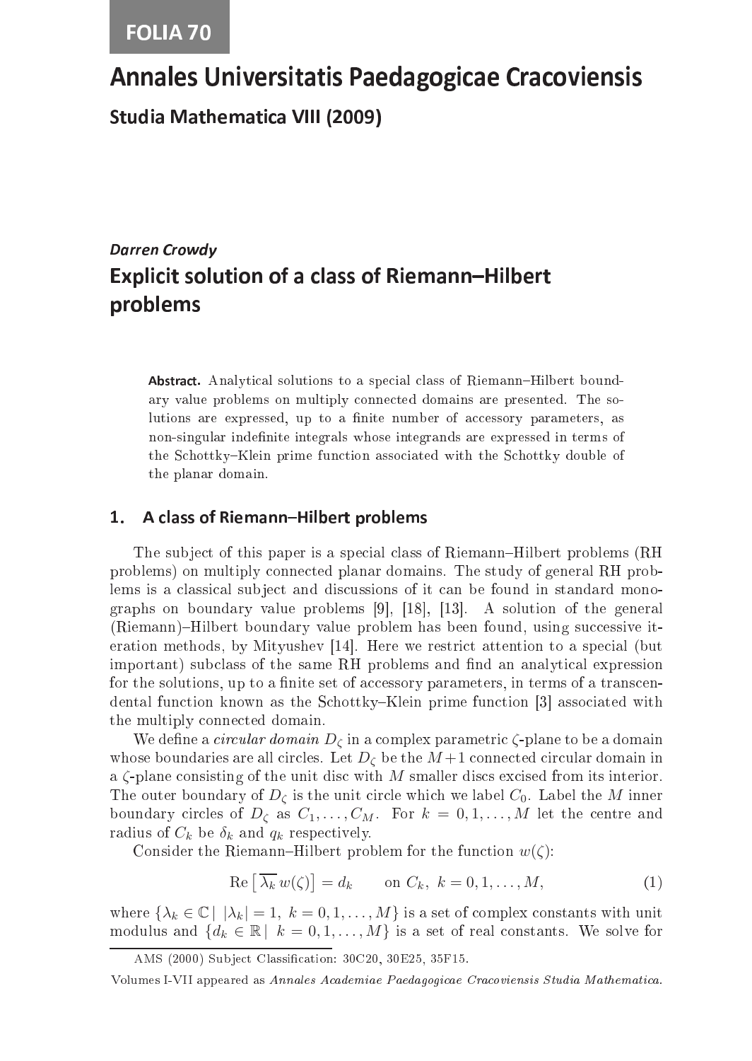FOLIA 70

# Annales Universitatis Paedagogicae Cracoviensis

## Studia Mathematica VIII (2009)

***Darren Crowdy***

# Explicit solution of a class of Riemann–Hilbert problems

**Abstract.** Analytical solutions to a special class of Riemann–Hilbert boundary value problems on multiply connected domains are presented. The solutions are expressed, up to a finite number of accessory parameters, as non-singular indefinite integrals whose integrands are expressed in terms of the Schottky–Klein prime function associated with the Schottky double of the planar domain.

## 1. A class of Riemann–Hilbert problems

The subject of this paper is a special class of Riemann–Hilbert problems (RH problems) on multiply connected planar domains. The study of general RH problems is a classical subject and discussions of it can be found in standard monographs on boundary value problems [9], [18], [13]. A solution of the general (Riemann)–Hilbert boundary value problem has been found, using successive iteration methods, by Mityushev [14]. Here we restrict attention to a special (but important) subclass of the same RH problems and find an analytical expression for the solutions, up to a finite set of accessory parameters, in terms of a transcendental function known as the Schottky–Klein prime function [3] associated with the multiply connected domain.

We define a *circular domain* $D_\zeta$ in a complex parametric $\zeta$-plane to be a domain whose boundaries are all circles. Let $D_\zeta$ be the $M+1$ connected circular domain in a $\zeta$-plane consisting of the unit disc with $M$ smaller discs excised from its interior. The outer boundary of $D_\zeta$ is the unit circle which we label $C_0$. Label the $M$ inner boundary circles of $D_\zeta$ as $C_1, \ldots, C_M$. For $k = 0, 1, \ldots, M$ let the centre and radius of $C_k$ be $\delta_k$ and $q_k$ respectively.

Consider the Riemann–Hilbert problem for the function $w(\zeta)$:

$$\mathrm{Re}\left[\,\overline{\lambda_k}\, w(\zeta)\right] = d_k \qquad \text{on } C_k,\ k = 0, 1, \ldots, M, \tag{1}$$

where $\{\lambda_k \in \mathbb{C} \mid |\lambda_k| = 1,\ k = 0, 1, \ldots, M\}$ is a set of complex constants with unit modulus and $\{d_k \in \mathbb{R} \mid k = 0, 1, \ldots, M\}$ is a set of real constants. We solve for

AMS (2000) Subject Classification: 30C20, 30E25, 35F15.

Volumes I-VII appeared as *Annales Academiae Paedagogicae Cracoviensis Studia Mathematica.*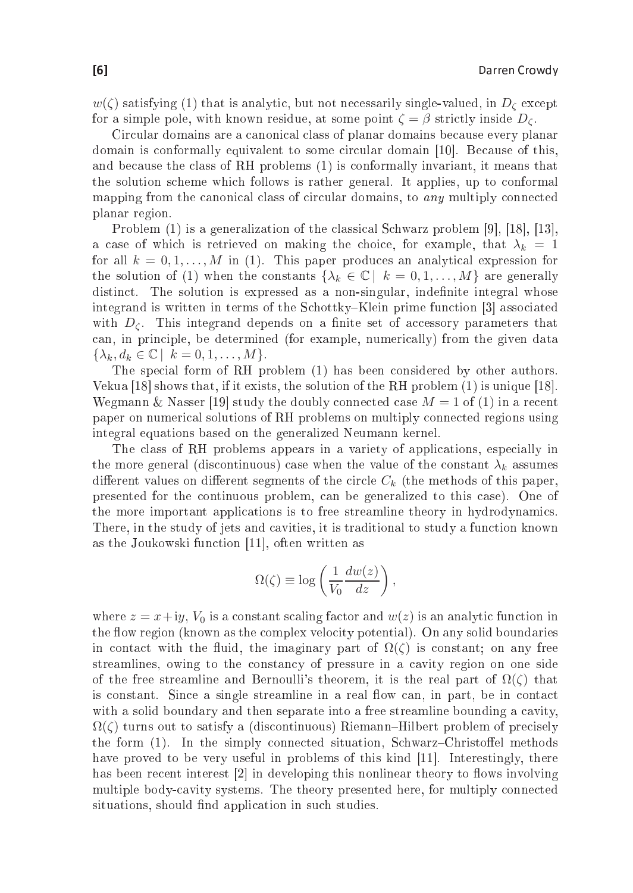$w(\zeta)$ satisfying (1) that is analytic, but not necessarily single-valued, in $D_\zeta$ except for a simple pole, with known residue, at some point $\zeta = \beta$ strictly inside $D_\zeta$.

Circular domains are a canonical class of planar domains because every planar domain is conformally equivalent to some circular domain [10]. Because of this, and because the class of RH problems (1) is conformally invariant, it means that the solution scheme which follows is rather general. It applies, up to conformal mapping from the canonical class of circular domains, to *any* multiply connected planar region.

Problem (1) is a generalization of the classical Schwarz problem [9], [18], [13], a case of which is retrieved on making the choice, for example, that $\lambda_k = 1$ for all $k = 0, 1, \ldots, M$ in (1). This paper produces an analytical expression for the solution of (1) when the constants $\{\lambda_k \in \mathbb{C} \mid k = 0, 1, \ldots, M\}$ are generally distinct. The solution is expressed as a non-singular, indefinite integral whose integrand is written in terms of the Schottky–Klein prime function [3] associated with $D_\zeta$. This integrand depends on a finite set of accessory parameters that can, in principle, be determined (for example, numerically) from the given data $\{\lambda_k, d_k \in \mathbb{C} \mid k = 0, 1, \ldots, M\}$.

The special form of RH problem (1) has been considered by other authors. Vekua [18] shows that, if it exists, the solution of the RH problem (1) is unique [18]. Wegmann & Nasser [19] study the doubly connected case $M = 1$ of (1) in a recent paper on numerical solutions of RH problems on multiply connected regions using integral equations based on the generalized Neumann kernel.

The class of RH problems appears in a variety of applications, especially in the more general (discontinuous) case when the value of the constant $\lambda_k$ assumes different values on different segments of the circle $C_k$ (the methods of this paper, presented for the continuous problem, can be generalized to this case). One of the more important applications is to free streamline theory in hydrodynamics. There, in the study of jets and cavities, it is traditional to study a function known as the Joukowski function [11], often written as

$$\Omega(\zeta) \equiv \log\left(\frac{1}{V_0}\frac{dw(z)}{dz}\right),$$

where $z = x + iy$, $V_0$ is a constant scaling factor and $w(z)$ is an analytic function in the flow region (known as the complex velocity potential). On any solid boundaries in contact with the fluid, the imaginary part of $\Omega(\zeta)$ is constant; on any free streamlines, owing to the constancy of pressure in a cavity region on one side of the free streamline and Bernoulli's theorem, it is the real part of $\Omega(\zeta)$ that is constant. Since a single streamline in a real flow can, in part, be in contact with a solid boundary and then separate into a free streamline bounding a cavity, $\Omega(\zeta)$ turns out to satisfy a (discontinuous) Riemann–Hilbert problem of precisely the form (1). In the simply connected situation, Schwarz–Christoffel methods have proved to be very useful in problems of this kind [11]. Interestingly, there has been recent interest [2] in developing this nonlinear theory to flows involving multiple body-cavity systems. The theory presented here, for multiply connected situations, should find application in such studies.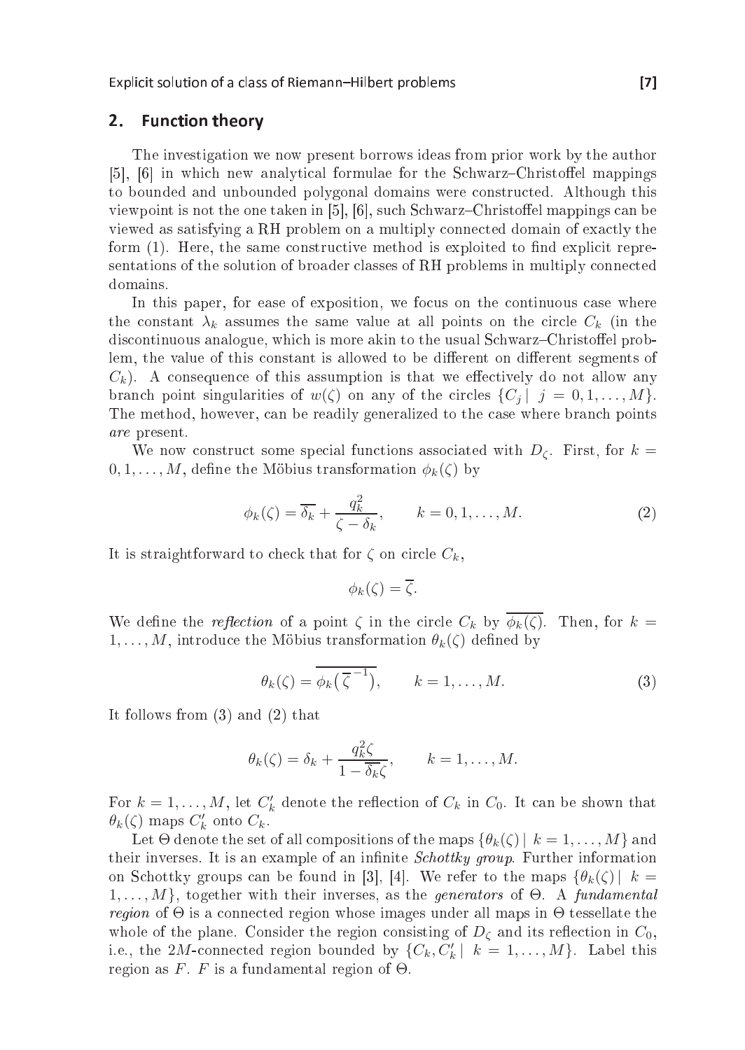## 2. Function theory

The investigation we now present borrows ideas from prior work by the author [5], [6] in which new analytical formulae for the Schwarz–Christoffel mappings to bounded and unbounded polygonal domains were constructed. Although this viewpoint is not the one taken in [5], [6], such Schwarz–Christoffel mappings can be viewed as satisfying a RH problem on a multiply connected domain of exactly the form (1). Here, the same constructive method is exploited to find explicit representations of the solution of broader classes of RH problems in multiply connected domains.

In this paper, for ease of exposition, we focus on the continuous case where the constant $\lambda_k$ assumes the same value at all points on the circle $C_k$ (in the discontinuous analogue, which is more akin to the usual Schwarz–Christoffel problem, the value of this constant is allowed to be different on different segments of $C_k$). A consequence of this assumption is that we effectively do not allow any branch point singularities of $w(\zeta)$ on any of the circles $\{C_j \mid j = 0, 1, \ldots, M\}$. The method, however, can be readily generalized to the case where branch points *are* present.

We now construct some special functions associated with $D_\zeta$. First, for $k = 0, 1, \ldots, M$, define the Möbius transformation $\phi_k(\zeta)$ by

$$\phi_k(\zeta) = \overline{\delta_k} + \frac{q_k^2}{\zeta - \delta_k}, \qquad k = 0, 1, \ldots, M. \tag{2}$$

It is straightforward to check that for $\zeta$ on circle $C_k$,

$$\phi_k(\zeta) = \overline{\zeta}.$$

We define the *reflection* of a point $\zeta$ in the circle $C_k$ by $\overline{\phi_k(\zeta)}$. Then, for $k = 1, \ldots, M$, introduce the Möbius transformation $\theta_k(\zeta)$ defined by

$$\theta_k(\zeta) = \overline{\phi_k(\overline{\zeta}^{-1})}, \qquad k = 1, \ldots, M. \tag{3}$$

It follows from (3) and (2) that

$$\theta_k(\zeta) = \delta_k + \frac{q_k^2 \zeta}{1 - \overline{\delta_k}\zeta}, \qquad k = 1, \ldots, M.$$

For $k = 1, \ldots, M$, let $C_k'$ denote the reflection of $C_k$ in $C_0$. It can be shown that $\theta_k(\zeta)$ maps $C_k'$ onto $C_k$.

Let $\Theta$ denote the set of all compositions of the maps $\{\theta_k(\zeta) \mid k = 1, \ldots, M\}$ and their inverses. It is an example of an infinite *Schottky group*. Further information on Schottky groups can be found in [3], [4]. We refer to the maps $\{\theta_k(\zeta) \mid k = 1, \ldots, M\}$, together with their inverses, as the *generators* of $\Theta$. A *fundamental region* of $\Theta$ is a connected region whose images under all maps in $\Theta$ tessellate the whole of the plane. Consider the region consisting of $D_\zeta$ and its reflection in $C_0$, i.e., the $2M$-connected region bounded by $\{C_k, C_k' \mid k = 1, \ldots, M\}$. Label this region as $F$. $F$ is a fundamental region of $\Theta$.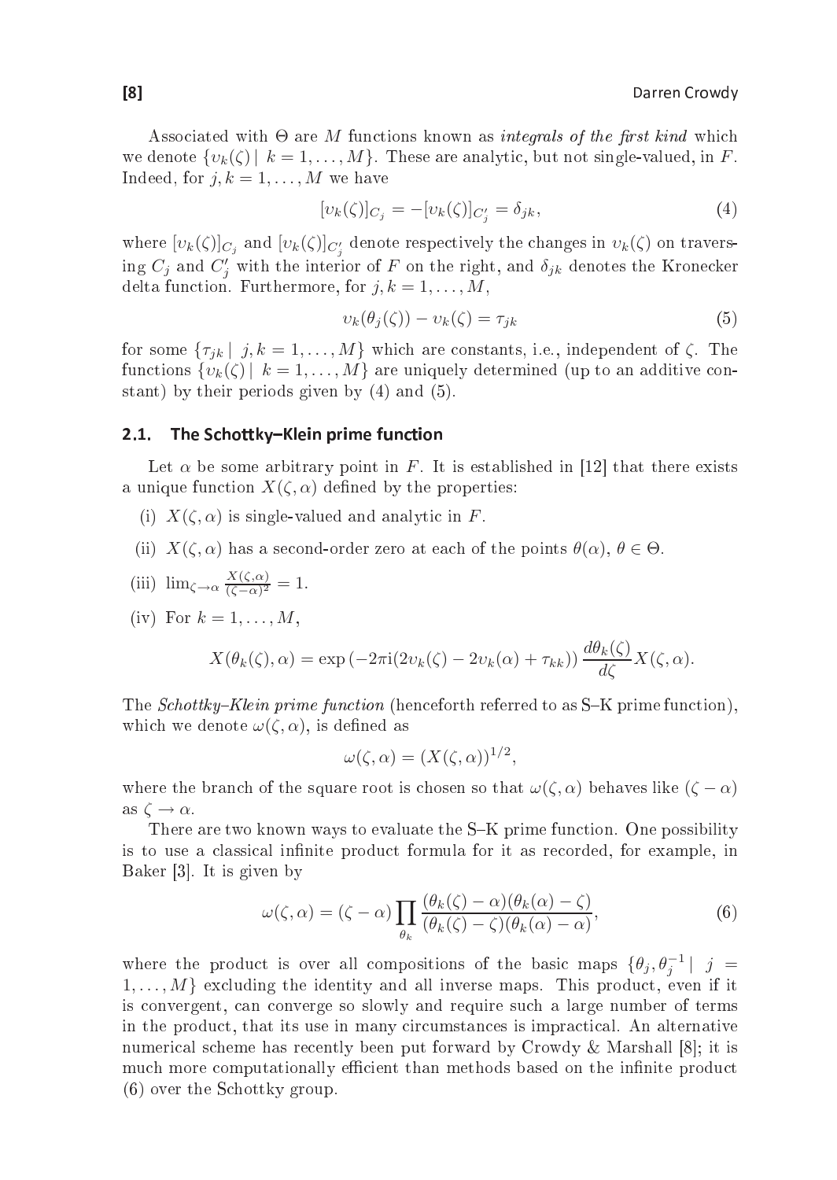Associated with $\Theta$ are $M$ functions known as *integrals of the first kind* which we denote $\{v_k(\zeta) \mid k = 1, \ldots, M\}$. These are analytic, but not single-valued, in $F$. Indeed, for $j, k = 1, \ldots, M$ we have

$$[v_k(\zeta)]_{C_j} = -[v_k(\zeta)]_{C'_j} = \delta_{jk}, \tag{4}$$

where $[v_k(\zeta)]_{C_j}$ and $[v_k(\zeta)]_{C'_j}$ denote respectively the changes in $v_k(\zeta)$ on traversing $C_j$ and $C'_j$ with the interior of $F$ on the right, and $\delta_{jk}$ denotes the Kronecker delta function. Furthermore, for $j, k = 1, \ldots, M$,

$$v_k(\theta_j(\zeta)) - v_k(\zeta) = \tau_{jk} \tag{5}$$

for some $\{\tau_{jk} \mid j, k = 1, \ldots, M\}$ which are constants, i.e., independent of $\zeta$. The functions $\{v_k(\zeta) \mid k = 1, \ldots, M\}$ are uniquely determined (up to an additive constant) by their periods given by (4) and (5).

## 2.1. The Schottky–Klein prime function

Let $\alpha$ be some arbitrary point in $F$. It is established in [12] that there exists a unique function $X(\zeta, \alpha)$ defined by the properties:

(i) $X(\zeta, \alpha)$ is single-valued and analytic in $F$.

(ii) $X(\zeta, \alpha)$ has a second-order zero at each of the points $\theta(\alpha)$, $\theta \in \Theta$.

(iii) $\lim_{\zeta \to \alpha} \frac{X(\zeta, \alpha)}{(\zeta - \alpha)^2} = 1$.

(iv) For $k = 1, \ldots, M$,

$$X(\theta_k(\zeta), \alpha) = \exp\left(-2\pi \mathrm{i}(2v_k(\zeta) - 2v_k(\alpha) + \tau_{kk})\right) \frac{d\theta_k(\zeta)}{d\zeta} X(\zeta, \alpha).$$

The *Schottky–Klein prime function* (henceforth referred to as S–K prime function), which we denote $\omega(\zeta, \alpha)$, is defined as

$$\omega(\zeta, \alpha) = (X(\zeta, \alpha))^{1/2},$$

where the branch of the square root is chosen so that $\omega(\zeta, \alpha)$ behaves like $(\zeta - \alpha)$ as $\zeta \to \alpha$.

There are two known ways to evaluate the S–K prime function. One possibility is to use a classical infinite product formula for it as recorded, for example, in Baker [3]. It is given by

$$\omega(\zeta, \alpha) = (\zeta - \alpha) \prod_{\theta_k} \frac{(\theta_k(\zeta) - \alpha)(\theta_k(\alpha) - \zeta)}{(\theta_k(\zeta) - \zeta)(\theta_k(\alpha) - \alpha)}, \tag{6}$$

where the product is over all compositions of the basic maps $\{\theta_j, \theta_j^{-1} \mid j = 1, \ldots, M\}$ excluding the identity and all inverse maps. This product, even if it is convergent, can converge so slowly and require such a large number of terms in the product, that its use in many circumstances is impractical. An alternative numerical scheme has recently been put forward by Crowdy & Marshall [8]; it is much more computationally efficient than methods based on the infinite product (6) over the Schottky group.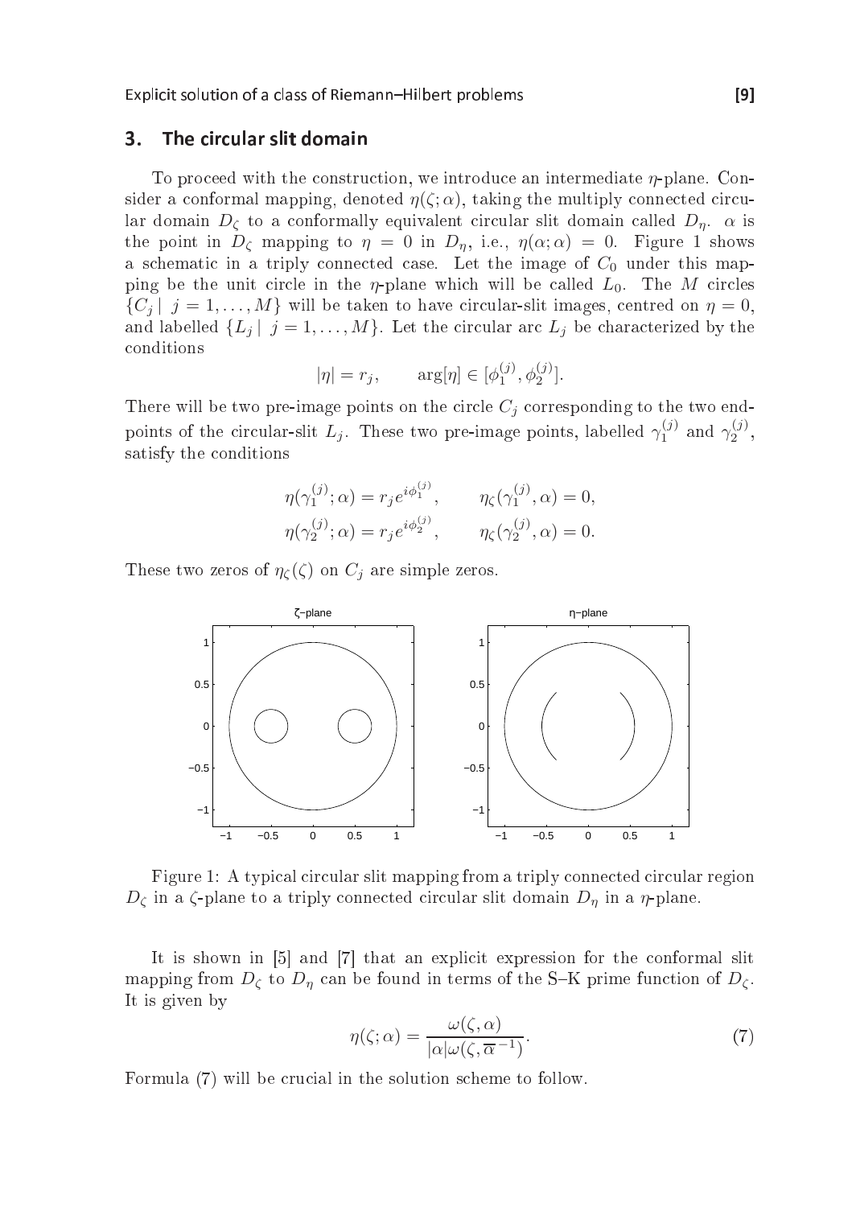## 3. The circular slit domain

To proceed with the construction, we introduce an intermediate $\eta$-plane. Consider a conformal mapping, denoted $\eta(\zeta;\alpha)$, taking the multiply connected circular domain $D_\zeta$ to a conformally equivalent circular slit domain called $D_\eta$. $\alpha$ is the point in $D_\zeta$ mapping to $\eta = 0$ in $D_\eta$, i.e., $\eta(\alpha;\alpha) = 0$. Figure 1 shows a schematic in a triply connected case. Let the image of $C_0$ under this mapping be the unit circle in the $\eta$-plane which will be called $L_0$. The $M$ circles $\{C_j \mid j = 1, \ldots, M\}$ will be taken to have circular-slit images, centred on $\eta = 0$, and labelled $\{L_j \mid j = 1, \ldots, M\}$. Let the circular arc $L_j$ be characterized by the conditions

$$|\eta| = r_j, \qquad \arg[\eta] \in [\phi_1^{(j)}, \phi_2^{(j)}].$$

There will be two pre-image points on the circle $C_j$ corresponding to the two endpoints of the circular-slit $L_j$. These two pre-image points, labelled $\gamma_1^{(j)}$ and $\gamma_2^{(j)}$, satisfy the conditions

$$\eta(\gamma_1^{(j)};\alpha) = r_j e^{i\phi_1^{(j)}}, \qquad \eta_\zeta(\gamma_1^{(j)},\alpha) = 0,$$
$$\eta(\gamma_2^{(j)};\alpha) = r_j e^{i\phi_2^{(j)}}, \qquad \eta_\zeta(\gamma_2^{(j)},\alpha) = 0.$$

These two zeros of $\eta_\zeta(\zeta)$ on $C_j$ are simple zeros.

Figure 1: A typical circular slit mapping from a triply connected circular region $D_\zeta$ in a $\zeta$-plane to a triply connected circular slit domain $D_\eta$ in a $\eta$-plane.

It is shown in [5] and [7] that an explicit expression for the conformal slit mapping from $D_\zeta$ to $D_\eta$ can be found in terms of the S–K prime function of $D_\zeta$. It is given by

$$\eta(\zeta;\alpha) = \frac{\omega(\zeta,\alpha)}{|\alpha|\omega(\zeta,\overline{\alpha}^{-1})}. \tag{7}$$

Formula (7) will be crucial in the solution scheme to follow.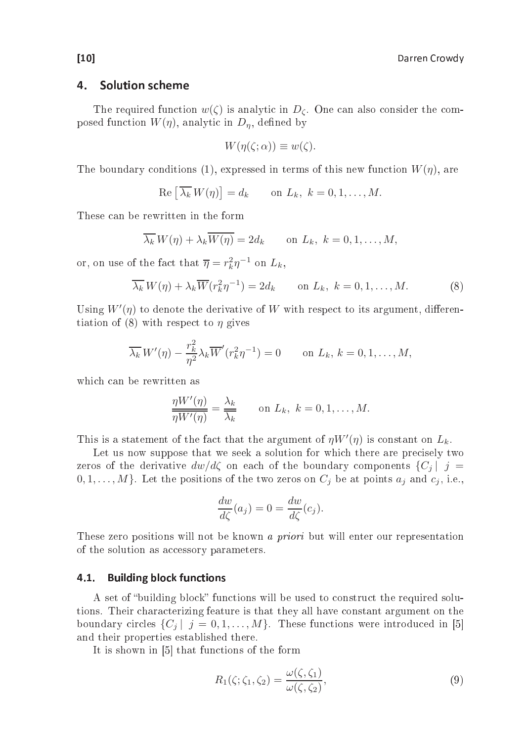## 4. Solution scheme

The required function $w(\zeta)$ is analytic in $D_\zeta$. One can also consider the composed function $W(\eta)$, analytic in $D_\eta$, defined by

$$W(\eta(\zeta;\alpha)) \equiv w(\zeta).$$

The boundary conditions (1), expressed in terms of this new function $W(\eta)$, are

$$\mathrm{Re}\left[\overline{\lambda_k}\, W(\eta)\right] = d_k \qquad \text{on } L_k,\ k = 0, 1, \ldots, M.$$

These can be rewritten in the form

$$\overline{\lambda_k}\, W(\eta) + \lambda_k \overline{W(\eta)} = 2d_k \qquad \text{on } L_k,\ k = 0, 1, \ldots, M,$$

or, on use of the fact that $\overline{\eta} = r_k^2 \eta^{-1}$ on $L_k$,

$$\overline{\lambda_k}\, W(\eta) + \lambda_k \overline{W}(r_k^2 \eta^{-1}) = 2d_k \qquad \text{on } L_k,\ k = 0, 1, \ldots, M. \tag{8}$$

Using $W'(\eta)$ to denote the derivative of $W$ with respect to its argument, differentiation of (8) with respect to $\eta$ gives

$$\overline{\lambda_k}\, W'(\eta) - \frac{r_k^2}{\eta^2} \lambda_k \overline{W}'(r_k^2 \eta^{-1}) = 0 \qquad \text{on } L_k,\ k = 0, 1, \ldots, M,$$

which can be rewritten as

$$\frac{\eta W'(\eta)}{\overline{\eta W'(\eta)}} = \frac{\lambda_k}{\overline{\lambda_k}} \qquad \text{on } L_k,\ k = 0, 1, \ldots, M.$$

This is a statement of the fact that the argument of $\eta W'(\eta)$ is constant on $L_k$.

Let us now suppose that we seek a solution for which there are precisely two zeros of the derivative $dw/d\zeta$ on each of the boundary components $\{C_j \mid j = 0, 1, \ldots, M\}$. Let the positions of the two zeros on $C_j$ be at points $a_j$ and $c_j$, i.e.,

$$\frac{dw}{d\zeta}(a_j) = 0 = \frac{dw}{d\zeta}(c_j).$$

These zero positions will not be known *a priori* but will enter our representation of the solution as accessory parameters.

### 4.1. Building block functions

A set of "building block" functions will be used to construct the required solutions. Their characterizing feature is that they all have constant argument on the boundary circles $\{C_j \mid j = 0, 1, \ldots, M\}$. These functions were introduced in [5] and their properties established there.

It is shown in [5] that functions of the form

$$R_1(\zeta; \zeta_1, \zeta_2) = \frac{\omega(\zeta, \zeta_1)}{\omega(\zeta, \zeta_2)}, \tag{9}$$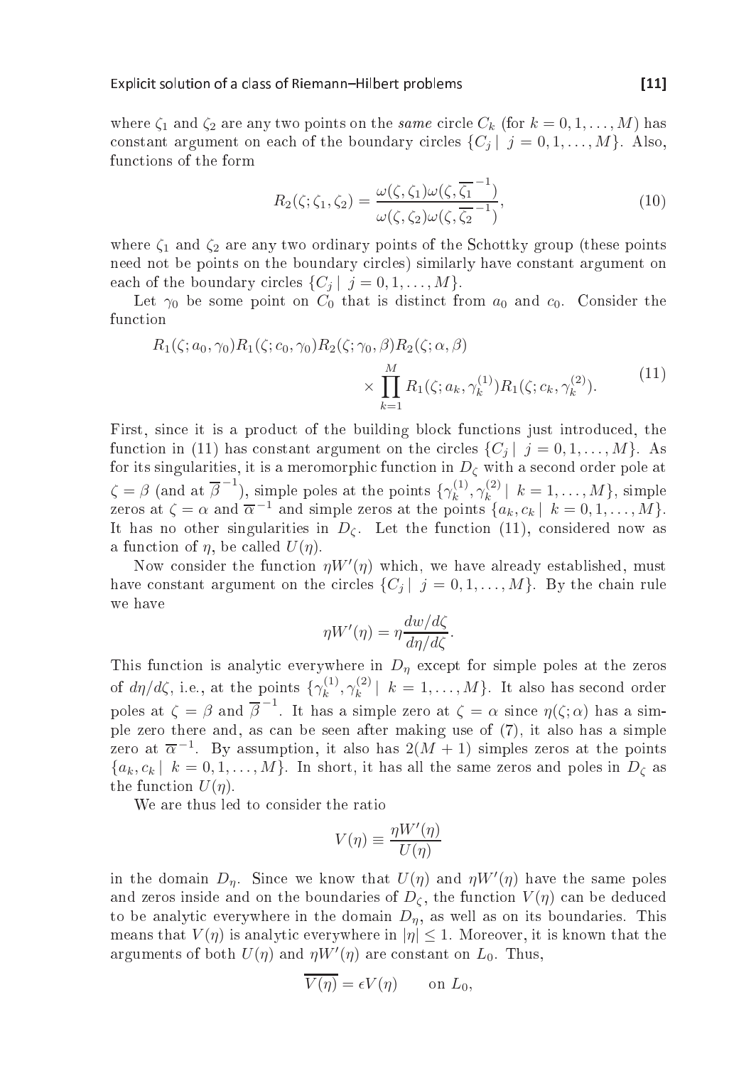where $\zeta_1$ and $\zeta_2$ are any two points on the *same* circle $C_k$ (for $k = 0, 1, \ldots, M$) has constant argument on each of the boundary circles $\{C_j \mid j = 0, 1, \ldots, M\}$. Also, functions of the form

$$R_2(\zeta; \zeta_1, \zeta_2) = \frac{\omega(\zeta, \zeta_1)\omega(\zeta, \overline{\zeta_1}^{-1})}{\omega(\zeta, \zeta_2)\omega(\zeta, \overline{\zeta_2}^{-1})}, \tag{10}$$

where $\zeta_1$ and $\zeta_2$ are any two ordinary points of the Schottky group (these points need not be points on the boundary circles) similarly have constant argument on each of the boundary circles $\{C_j \mid j = 0, 1, \ldots, M\}$.

Let $\gamma_0$ be some point on $C_0$ that is distinct from $a_0$ and $c_0$. Consider the function

$$\begin{aligned} R_1(\zeta; a_0, \gamma_0) R_1(\zeta; c_0, \gamma_0) R_2(\zeta; \gamma_0, \beta) R_2(\zeta; \alpha, \beta) \\ \times \prod_{k=1}^{M} R_1(\zeta; a_k, \gamma_k^{(1)}) R_1(\zeta; c_k, \gamma_k^{(2)}). \end{aligned} \tag{11}$$

First, since it is a product of the building block functions just introduced, the function in (11) has constant argument on the circles $\{C_j \mid j = 0, 1, \ldots, M\}$. As for its singularities, it is a meromorphic function in $D_\zeta$ with a second order pole at $\zeta = \beta$ (and at $\overline{\beta}^{-1}$), simple poles at the points $\{\gamma_k^{(1)}, \gamma_k^{(2)} \mid k = 1, \ldots, M\}$, simple zeros at $\zeta = \alpha$ and $\overline{\alpha}^{-1}$ and simple zeros at the points $\{a_k, c_k \mid k = 0, 1, \ldots, M\}$. It has no other singularities in $D_\zeta$. Let the function (11), considered now as a function of $\eta$, be called $U(\eta)$.

Now consider the function $\eta W'(\eta)$ which, we have already established, must have constant argument on the circles $\{C_j \mid j = 0, 1, \ldots, M\}$. By the chain rule we have

$$\eta W'(\eta) = \eta \frac{dw/d\zeta}{d\eta/d\zeta}.$$

This function is analytic everywhere in $D_\eta$ except for simple poles at the zeros of $d\eta/d\zeta$, i.e., at the points $\{\gamma_k^{(1)}, \gamma_k^{(2)} \mid k = 1, \ldots, M\}$. It also has second order poles at $\zeta = \beta$ and $\overline{\beta}^{-1}$. It has a simple zero at $\zeta = \alpha$ since $\eta(\zeta; \alpha)$ has a simple zero there and, as can be seen after making use of (7), it also has a simple zero at $\overline{\alpha}^{-1}$. By assumption, it also has $2(M+1)$ simples zeros at the points $\{a_k, c_k \mid k = 0, 1, \ldots, M\}$. In short, it has all the same zeros and poles in $D_\zeta$ as the function $U(\eta)$.

We are thus led to consider the ratio

$$V(\eta) \equiv \frac{\eta W'(\eta)}{U(\eta)}$$

in the domain $D_\eta$. Since we know that $U(\eta)$ and $\eta W'(\eta)$ have the same poles and zeros inside and on the boundaries of $D_\zeta$, the function $V(\eta)$ can be deduced to be analytic everywhere in the domain $D_\eta$, as well as on its boundaries. This means that $V(\eta)$ is analytic everywhere in $|\eta| \le 1$. Moreover, it is known that the arguments of both $U(\eta)$ and $\eta W'(\eta)$ are constant on $L_0$. Thus,

$$\overline{V(\eta)} = \epsilon V(\eta) \qquad \text{on } L_0,$$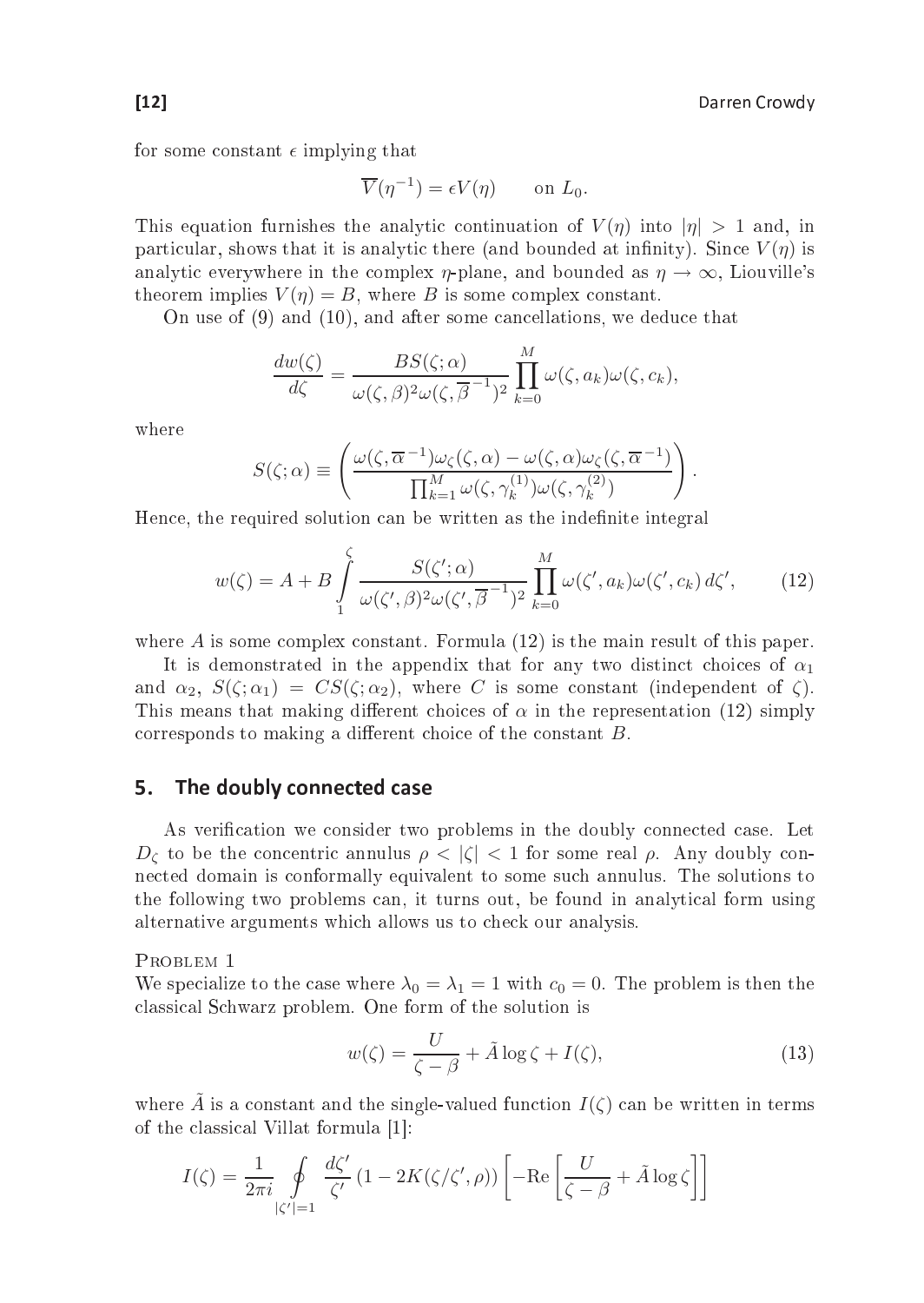for some constant $\epsilon$ implying that

$$\overline{V}(\eta^{-1}) = \epsilon V(\eta) \qquad \text{on } L_0.$$

This equation furnishes the analytic continuation of $V(\eta)$ into $|\eta| > 1$ and, in particular, shows that it is analytic there (and bounded at infinity). Since $V(\eta)$ is analytic everywhere in the complex $\eta$-plane, and bounded as $\eta \to \infty$, Liouville's theorem implies $V(\eta) = B$, where $B$ is some complex constant.

On use of (9) and (10), and after some cancellations, we deduce that

$$\frac{dw(\zeta)}{d\zeta} = \frac{BS(\zeta;\alpha)}{\omega(\zeta,\beta)^2 \omega(\zeta,\overline{\beta}^{-1})^2} \prod_{k=0}^{M} \omega(\zeta, a_k)\omega(\zeta, c_k),$$

where

$$S(\zeta;\alpha) \equiv \left( \frac{\omega(\zeta,\overline{\alpha}^{-1})\omega_\zeta(\zeta,\alpha) - \omega(\zeta,\alpha)\omega_\zeta(\zeta,\overline{\alpha}^{-1})}{\prod_{k=1}^{M} \omega(\zeta,\gamma_k^{(1)})\omega(\zeta,\gamma_k^{(2)})} \right).$$

Hence, the required solution can be written as the indefinite integral

$$w(\zeta) = A + B \int_1^{\zeta} \frac{S(\zeta';\alpha)}{\omega(\zeta',\beta)^2 \omega(\zeta',\overline{\beta}^{-1})^2} \prod_{k=0}^{M} \omega(\zeta', a_k)\omega(\zeta', c_k)\, d\zeta', \tag{12}$$

where $A$ is some complex constant. Formula (12) is the main result of this paper.

It is demonstrated in the appendix that for any two distinct choices of $\alpha_1$ and $\alpha_2$, $S(\zeta;\alpha_1) = CS(\zeta;\alpha_2)$, where $C$ is some constant (independent of $\zeta$). This means that making different choices of $\alpha$ in the representation (12) simply corresponds to making a different choice of the constant $B$.

## 5. The doubly connected case

As verification we consider two problems in the doubly connected case. Let $D_\zeta$ to be the concentric annulus $\rho < |\zeta| < 1$ for some real $\rho$. Any doubly connected domain is conformally equivalent to some such annulus. The solutions to the following two problems can, it turns out, be found in analytical form using alternative arguments which allows us to check our analysis.

Problem 1

We specialize to the case where $\lambda_0 = \lambda_1 = 1$ with $c_0 = 0$. The problem is then the classical Schwarz problem. One form of the solution is

$$w(\zeta) = \frac{U}{\zeta - \beta} + \tilde{A} \log \zeta + I(\zeta), \tag{13}$$

where $\tilde{A}$ is a constant and the single-valued function $I(\zeta)$ can be written in terms of the classical Villat formula [1]:

$$I(\zeta) = \frac{1}{2\pi i} \oint_{|\zeta'|=1} \frac{d\zeta'}{\zeta'} \left(1 - 2K(\zeta/\zeta', \rho)\right) \left[ -\text{Re} \left[ \frac{U}{\zeta - \beta} + \tilde{A} \log \zeta \right] \right]$$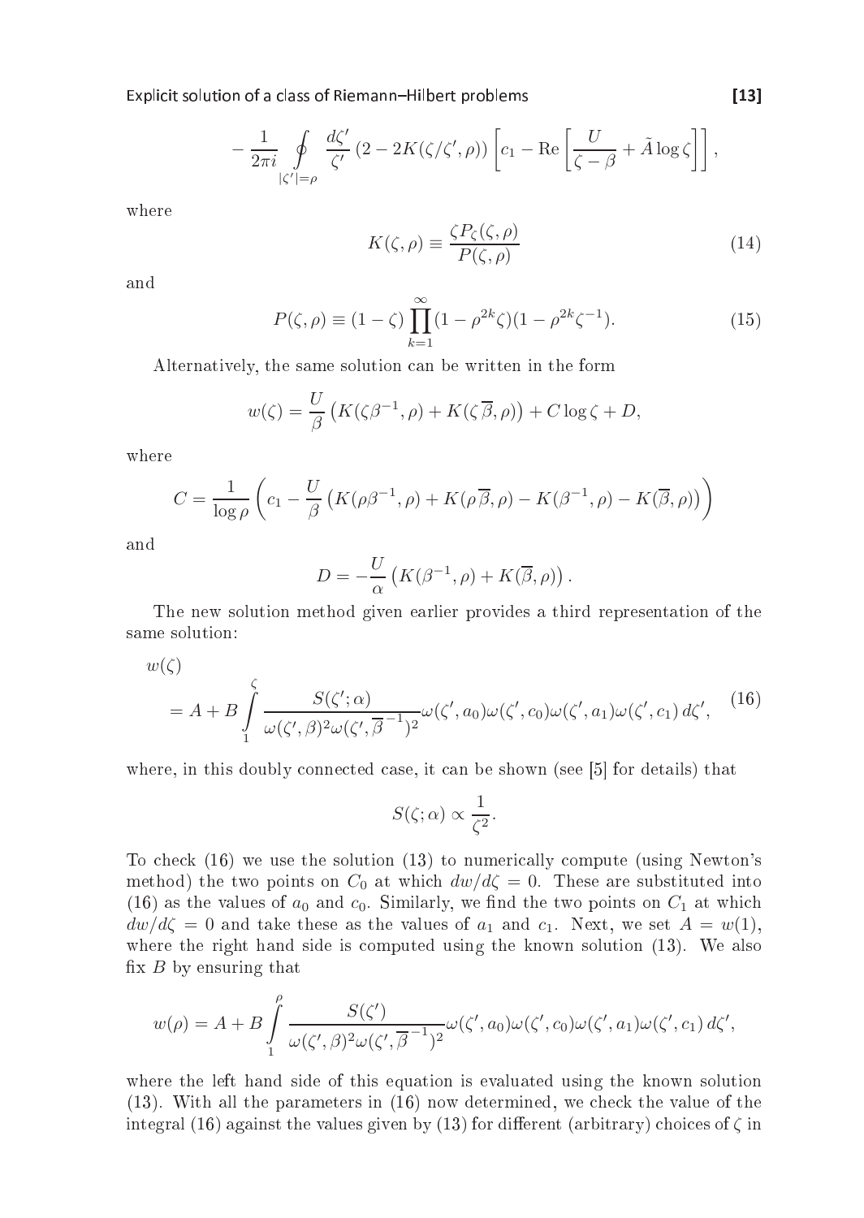$$-\frac{1}{2\pi i}\oint\limits_{|\zeta'|=\rho}\frac{d\zeta'}{\zeta'}\left(2-2K(\zeta/\zeta',\rho)\right)\left[c_1-\mathrm{Re}\left[\frac{U}{\zeta-\beta}+\tilde{A}\log\zeta\right]\right],$$

where

$$K(\zeta,\rho)\equiv\frac{\zeta P_\zeta(\zeta,\rho)}{P(\zeta,\rho)}\tag{14}$$

and

$$P(\zeta,\rho)\equiv(1-\zeta)\prod_{k=1}^{\infty}(1-\rho^{2k}\zeta)(1-\rho^{2k}\zeta^{-1}).\tag{15}$$

Alternatively, the same solution can be written in the form

$$w(\zeta)=\frac{U}{\beta}\left(K(\zeta\beta^{-1},\rho)+K(\zeta\overline{\beta},\rho)\right)+C\log\zeta+D,$$

where

$$C=\frac{1}{\log\rho}\left(c_1-\frac{U}{\beta}\left(K(\rho\beta^{-1},\rho)+K(\rho\overline{\beta},\rho)-K(\beta^{-1},\rho)-K(\overline{\beta},\rho)\right)\right)$$

and

$$D=-\frac{U}{\alpha}\left(K(\beta^{-1},\rho)+K(\overline{\beta},\rho)\right).$$

The new solution method given earlier provides a third representation of the same solution:

$$w(\zeta)=A+B\int\limits_{1}^{\zeta}\frac{S(\zeta';\alpha)}{\omega(\zeta',\beta)^2\omega(\zeta',\overline{\beta}^{-1})^2}\omega(\zeta',a_0)\omega(\zeta',c_0)\omega(\zeta',a_1)\omega(\zeta',c_1)\,d\zeta',\tag{16}$$

where, in this doubly connected case, it can be shown (see [5] for details) that

$$S(\zeta;\alpha)\propto\frac{1}{\zeta^2}.$$

To check (16) we use the solution (13) to numerically compute (using Newton's method) the two points on $C_0$ at which $dw/d\zeta=0$. These are substituted into (16) as the values of $a_0$ and $c_0$. Similarly, we find the two points on $C_1$ at which $dw/d\zeta=0$ and take these as the values of $a_1$ and $c_1$. Next, we set $A=w(1)$, where the right hand side is computed using the known solution (13). We also fix $B$ by ensuring that

$$w(\rho)=A+B\int\limits_{1}^{\rho}\frac{S(\zeta')}{\omega(\zeta',\beta)^2\omega(\zeta',\overline{\beta}^{-1})^2}\omega(\zeta',a_0)\omega(\zeta',c_0)\omega(\zeta',a_1)\omega(\zeta',c_1)\,d\zeta',$$

where the left hand side of this equation is evaluated using the known solution (13). With all the parameters in (16) now determined, we check the value of the integral (16) against the values given by (13) for different (arbitrary) choices of $\zeta$ in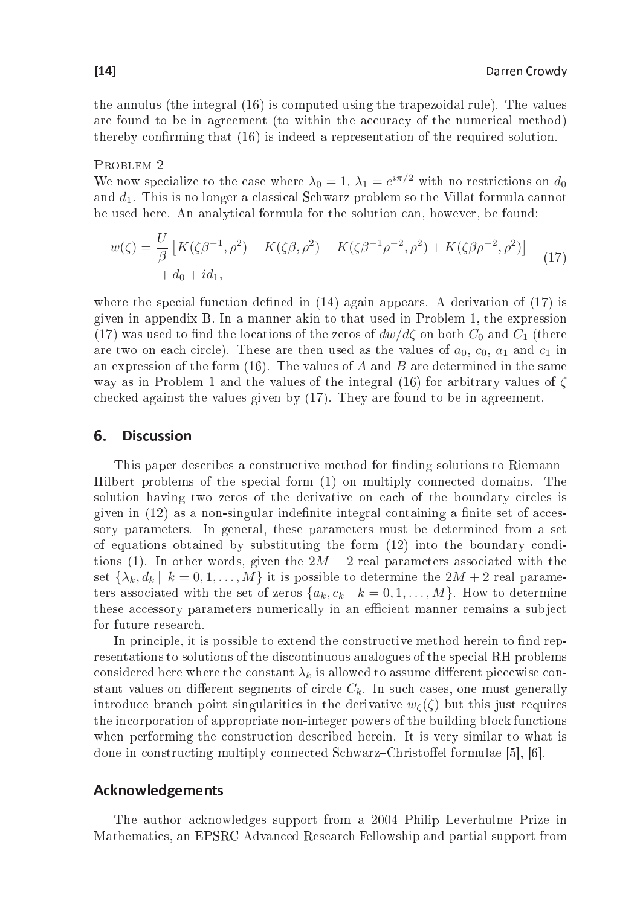the annulus (the integral (16) is computed using the trapezoidal rule). The values are found to be in agreement (to within the accuracy of the numerical method) thereby confirming that (16) is indeed a representation of the required solution.

Problem 2

We now specialize to the case where $\lambda_0 = 1$, $\lambda_1 = e^{i\pi/2}$ with no restrictions on $d_0$ and $d_1$. This is no longer a classical Schwarz problem so the Villat formula cannot be used here. An analytical formula for the solution can, however, be found:

$$w(\zeta) = \frac{U}{\beta}\left[K(\zeta\beta^{-1},\rho^2) - K(\zeta\beta,\rho^2) - K(\zeta\beta^{-1}\rho^{-2},\rho^2) + K(\zeta\beta\rho^{-2},\rho^2)\right] + d_0 + id_1, \tag{17}$$

where the special function defined in (14) again appears. A derivation of (17) is given in appendix B. In a manner akin to that used in Problem 1, the expression (17) was used to find the locations of the zeros of $dw/d\zeta$ on both $C_0$ and $C_1$ (there are two on each circle). These are then used as the values of $a_0$, $c_0$, $a_1$ and $c_1$ in an expression of the form (16). The values of $A$ and $B$ are determined in the same way as in Problem 1 and the values of the integral (16) for arbitrary values of $\zeta$ checked against the values given by (17). They are found to be in agreement.

## 6. Discussion

This paper describes a constructive method for finding solutions to Riemann–Hilbert problems of the special form (1) on multiply connected domains. The solution having two zeros of the derivative on each of the boundary circles is given in (12) as a non-singular indefinite integral containing a finite set of accessory parameters. In general, these parameters must be determined from a set of equations obtained by substituting the form (12) into the boundary conditions (1). In other words, given the $2M+2$ real parameters associated with the set $\{\lambda_k, d_k \mid k = 0, 1, \ldots, M\}$ it is possible to determine the $2M+2$ real parameters associated with the set of zeros $\{a_k, c_k \mid k = 0, 1, \ldots, M\}$. How to determine these accessory parameters numerically in an efficient manner remains a subject for future research.

In principle, it is possible to extend the constructive method herein to find representations to solutions of the discontinuous analogues of the special RH problems considered here where the constant $\lambda_k$ is allowed to assume different piecewise constant values on different segments of circle $C_k$. In such cases, one must generally introduce branch point singularities in the derivative $w_\zeta(\zeta)$ but this just requires the incorporation of appropriate non-integer powers of the building block functions when performing the construction described herein. It is very similar to what is done in constructing multiply connected Schwarz–Christoffel formulae [5], [6].

## Acknowledgements

The author acknowledges support from a 2004 Philip Leverhulme Prize in Mathematics, an EPSRC Advanced Research Fellowship and partial support from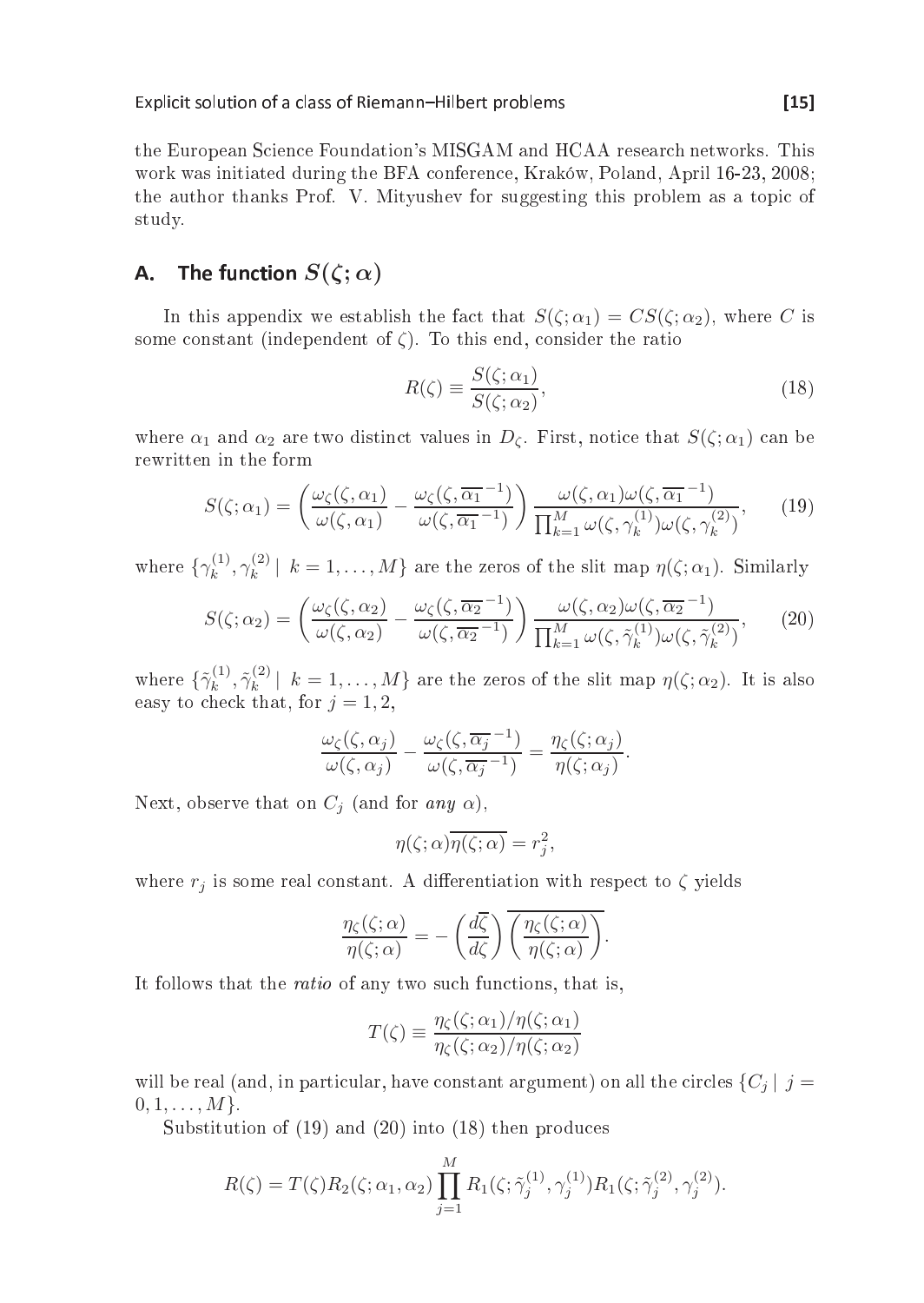the European Science Foundation's MISGAM and HCAA research networks. This work was initiated during the BFA conference, Kraków, Poland, April 16-23, 2008; the author thanks Prof. V. Mityushev for suggesting this problem as a topic of study.

## A. The function $S(\zeta;\alpha)$

In this appendix we establish the fact that $S(\zeta;\alpha_1) = CS(\zeta;\alpha_2)$, where $C$ is some constant (independent of $\zeta$). To this end, consider the ratio

$$R(\zeta) \equiv \frac{S(\zeta;\alpha_1)}{S(\zeta;\alpha_2)}, \tag{18}$$

where $\alpha_1$ and $\alpha_2$ are two distinct values in $D_\zeta$. First, notice that $S(\zeta;\alpha_1)$ can be rewritten in the form

$$S(\zeta;\alpha_1) = \left( \frac{\omega_\zeta(\zeta,\alpha_1)}{\omega(\zeta,\alpha_1)} - \frac{\omega_\zeta(\zeta,\overline{\alpha_1}^{-1})}{\omega(\zeta,\overline{\alpha_1}^{-1})} \right) \frac{\omega(\zeta,\alpha_1)\omega(\zeta,\overline{\alpha_1}^{-1})}{\prod_{k=1}^{M}\omega(\zeta,\gamma_k^{(1)})\omega(\zeta,\gamma_k^{(2)})}, \tag{19}$$

where $\{\gamma_k^{(1)},\gamma_k^{(2)} \mid k=1,\ldots,M\}$ are the zeros of the slit map $\eta(\zeta;\alpha_1)$. Similarly

$$S(\zeta;\alpha_2) = \left( \frac{\omega_\zeta(\zeta,\alpha_2)}{\omega(\zeta,\alpha_2)} - \frac{\omega_\zeta(\zeta,\overline{\alpha_2}^{-1})}{\omega(\zeta,\overline{\alpha_2}^{-1})} \right) \frac{\omega(\zeta,\alpha_2)\omega(\zeta,\overline{\alpha_2}^{-1})}{\prod_{k=1}^{M}\omega(\zeta,\tilde{\gamma}_k^{(1)})\omega(\zeta,\tilde{\gamma}_k^{(2)})}, \tag{20}$$

where $\{\tilde{\gamma}_k^{(1)},\tilde{\gamma}_k^{(2)} \mid k=1,\ldots,M\}$ are the zeros of the slit map $\eta(\zeta;\alpha_2)$. It is also easy to check that, for $j=1,2$,

$$\frac{\omega_\zeta(\zeta,\alpha_j)}{\omega(\zeta,\alpha_j)} - \frac{\omega_\zeta(\zeta,\overline{\alpha_j}^{-1})}{\omega(\zeta,\overline{\alpha_j}^{-1})} = \frac{\eta_\zeta(\zeta;\alpha_j)}{\eta(\zeta;\alpha_j)}.$$

Next, observe that on $C_j$ (and for *any* $\alpha$),

$$\eta(\zeta;\alpha)\overline{\eta(\zeta;\alpha)} = r_j^2,$$

where $r_j$ is some real constant. A differentiation with respect to $\zeta$ yields

$$\frac{\eta_\zeta(\zeta;\alpha)}{\eta(\zeta;\alpha)} = -\left(\frac{d\overline{\zeta}}{d\zeta}\right)\overline{\left(\frac{\eta_\zeta(\zeta;\alpha)}{\eta(\zeta;\alpha)}\right)}.$$

It follows that the *ratio* of any two such functions, that is,

$$T(\zeta) \equiv \frac{\eta_\zeta(\zeta;\alpha_1)/\eta(\zeta;\alpha_1)}{\eta_\zeta(\zeta;\alpha_2)/\eta(\zeta;\alpha_2)}$$

will be real (and, in particular, have constant argument) on all the circles $\{C_j \mid j = 0,1,\ldots,M\}$.

Substitution of (19) and (20) into (18) then produces

$$R(\zeta) = T(\zeta)R_2(\zeta;\alpha_1,\alpha_2)\prod_{j=1}^{M} R_1(\zeta;\tilde{\gamma}_j^{(1)},\gamma_j^{(1)})R_1(\zeta;\tilde{\gamma}_j^{(2)},\gamma_j^{(2)}).$$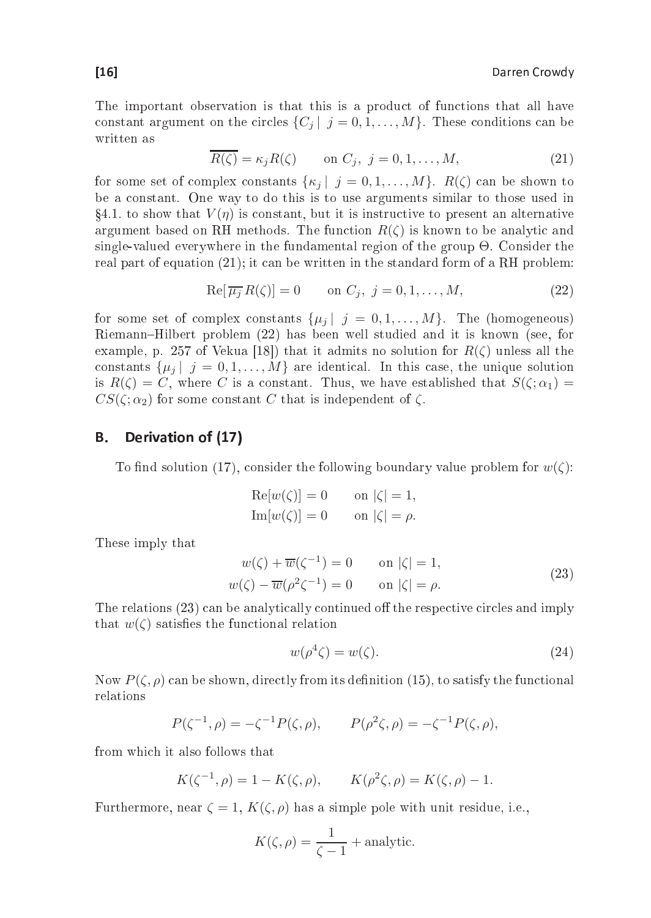The important observation is that this is a product of functions that all have constant argument on the circles $\{C_j \mid j = 0, 1, \ldots, M\}$. These conditions can be written as

$$\overline{R(\zeta)} = \kappa_j R(\zeta) \qquad \text{on } C_j,\ j = 0, 1, \ldots, M, \tag{21}$$

for some set of complex constants $\{\kappa_j \mid j = 0, 1, \ldots, M\}$. $R(\zeta)$ can be shown to be a constant. One way to do this is to use arguments similar to those used in §4.1. to show that $V(\eta)$ is constant, but it is instructive to present an alternative argument based on RH methods. The function $R(\zeta)$ is known to be analytic and single-valued everywhere in the fundamental region of the group $\Theta$. Consider the real part of equation (21); it can be written in the standard form of a RH problem:

$$\text{Re}[\overline{\mu_j} R(\zeta)] = 0 \qquad \text{on } C_j,\ j = 0, 1, \ldots, M, \tag{22}$$

for some set of complex constants $\{\mu_j \mid j = 0, 1, \ldots, M\}$. The (homogeneous) Riemann–Hilbert problem (22) has been well studied and it is known (see, for example, p. 257 of Vekua [18]) that it admits no solution for $R(\zeta)$ unless all the constants $\{\mu_j \mid j = 0, 1, \ldots, M\}$ are identical. In this case, the unique solution is $R(\zeta) = C$, where $C$ is a constant. Thus, we have established that $S(\zeta; \alpha_1) = CS(\zeta; \alpha_2)$ for some constant $C$ that is independent of $\zeta$.

## B. Derivation of (17)

To find solution (17), consider the following boundary value problem for $w(\zeta)$:

$$\begin{aligned} \text{Re}[w(\zeta)] &= 0 \qquad \text{on } |\zeta| = 1, \\ \text{Im}[w(\zeta)] &= 0 \qquad \text{on } |\zeta| = \rho. \end{aligned}$$

These imply that

$$\begin{aligned} w(\zeta) + \overline{w}(\zeta^{-1}) &= 0 \qquad \text{on } |\zeta| = 1, \\ w(\zeta) - \overline{w}(\rho^2 \zeta^{-1}) &= 0 \qquad \text{on } |\zeta| = \rho. \end{aligned} \tag{23}$$

The relations (23) can be analytically continued off the respective circles and imply that $w(\zeta)$ satisfies the functional relation

$$w(\rho^4 \zeta) = w(\zeta). \tag{24}$$

Now $P(\zeta, \rho)$ can be shown, directly from its definition (15), to satisfy the functional relations

$$P(\zeta^{-1}, \rho) = -\zeta^{-1} P(\zeta, \rho), \qquad P(\rho^2 \zeta, \rho) = -\zeta^{-1} P(\zeta, \rho),$$

from which it also follows that

$$K(\zeta^{-1}, \rho) = 1 - K(\zeta, \rho), \qquad K(\rho^2 \zeta, \rho) = K(\zeta, \rho) - 1.$$

Furthermore, near $\zeta = 1$, $K(\zeta, \rho)$ has a simple pole with unit residue, i.e.,

$$K(\zeta, \rho) = \frac{1}{\zeta - 1} + \text{analytic}.$$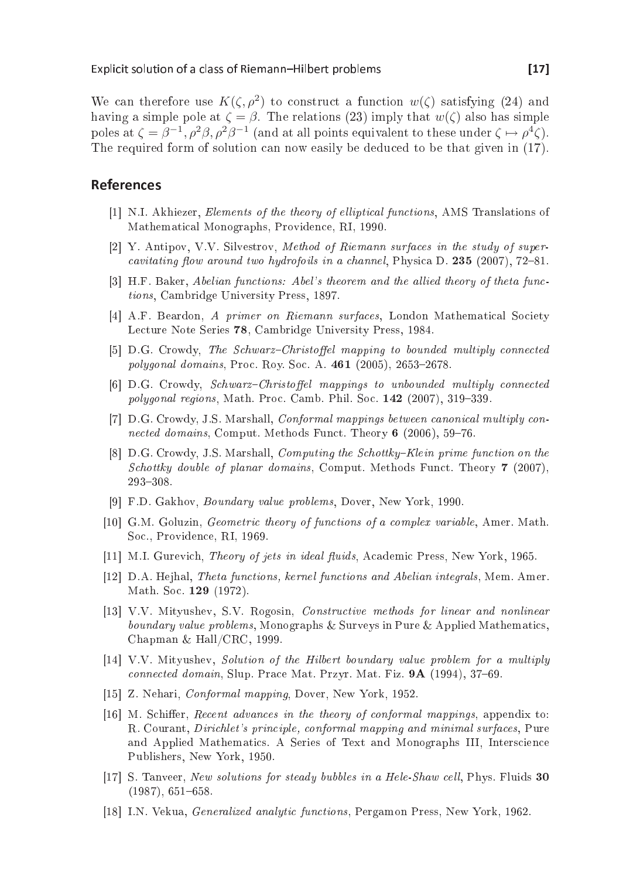We can therefore use $K(\zeta, \rho^2)$ to construct a function $w(\zeta)$ satisfying (24) and having a simple pole at $\zeta = \beta$. The relations (23) imply that $w(\zeta)$ also has simple poles at $\zeta = \beta^{-1}, \rho^2\beta, \rho^2\beta^{-1}$ (and at all points equivalent to these under $\zeta \mapsto \rho^4\zeta$). The required form of solution can now easily be deduced to be that given in (17).

## References

[1] N.I. Akhiezer, *Elements of the theory of elliptical functions*, AMS Translations of Mathematical Monographs, Providence, RI, 1990.

[2] Y. Antipov, V.V. Silvestrov, *Method of Riemann surfaces in the study of supercavitating flow around two hydrofoils in a channel*, Physica D. **235** (2007), 72–81.

[3] H.F. Baker, *Abelian functions: Abel's theorem and the allied theory of theta functions*, Cambridge University Press, 1897.

[4] A.F. Beardon, *A primer on Riemann surfaces*, London Mathematical Society Lecture Note Series **78**, Cambridge University Press, 1984.

[5] D.G. Crowdy, *The Schwarz–Christoffel mapping to bounded multiply connected polygonal domains*, Proc. Roy. Soc. A. **461** (2005), 2653–2678.

[6] D.G. Crowdy, *Schwarz–Christoffel mappings to unbounded multiply connected polygonal regions*, Math. Proc. Camb. Phil. Soc. **142** (2007), 319–339.

[7] D.G. Crowdy, J.S. Marshall, *Conformal mappings between canonical multiply connected domains*, Comput. Methods Funct. Theory **6** (2006), 59–76.

[8] D.G. Crowdy, J.S. Marshall, *Computing the Schottky–Klein prime function on the Schottky double of planar domains*, Comput. Methods Funct. Theory **7** (2007), 293–308.

[9] F.D. Gakhov, *Boundary value problems*, Dover, New York, 1990.

[10] G.M. Goluzin, *Geometric theory of functions of a complex variable*, Amer. Math. Soc., Providence, RI, 1969.

[11] M.I. Gurevich, *Theory of jets in ideal fluids*, Academic Press, New York, 1965.

[12] D.A. Hejhal, *Theta functions, kernel functions and Abelian integrals*, Mem. Amer. Math. Soc. **129** (1972).

[13] V.V. Mityushev, S.V. Rogosin, *Constructive methods for linear and nonlinear boundary value problems*, Monographs & Surveys in Pure & Applied Mathematics, Chapman & Hall/CRC, 1999.

[14] V.V. Mityushev, *Solution of the Hilbert boundary value problem for a multiply connected domain*, Slup. Prace Mat. Przyr. Mat. Fiz. **9A** (1994), 37–69.

[15] Z. Nehari, *Conformal mapping*, Dover, New York, 1952.

[16] M. Schiffer, *Recent advances in the theory of conformal mappings*, appendix to: R. Courant, *Dirichlet's principle, conformal mapping and minimal surfaces*, Pure and Applied Mathematics. A Series of Text and Monographs III, Interscience Publishers, New York, 1950.

[17] S. Tanveer, *New solutions for steady bubbles in a Hele-Shaw cell*, Phys. Fluids **30** (1987), 651–658.

[18] I.N. Vekua, *Generalized analytic functions*, Pergamon Press, New York, 1962.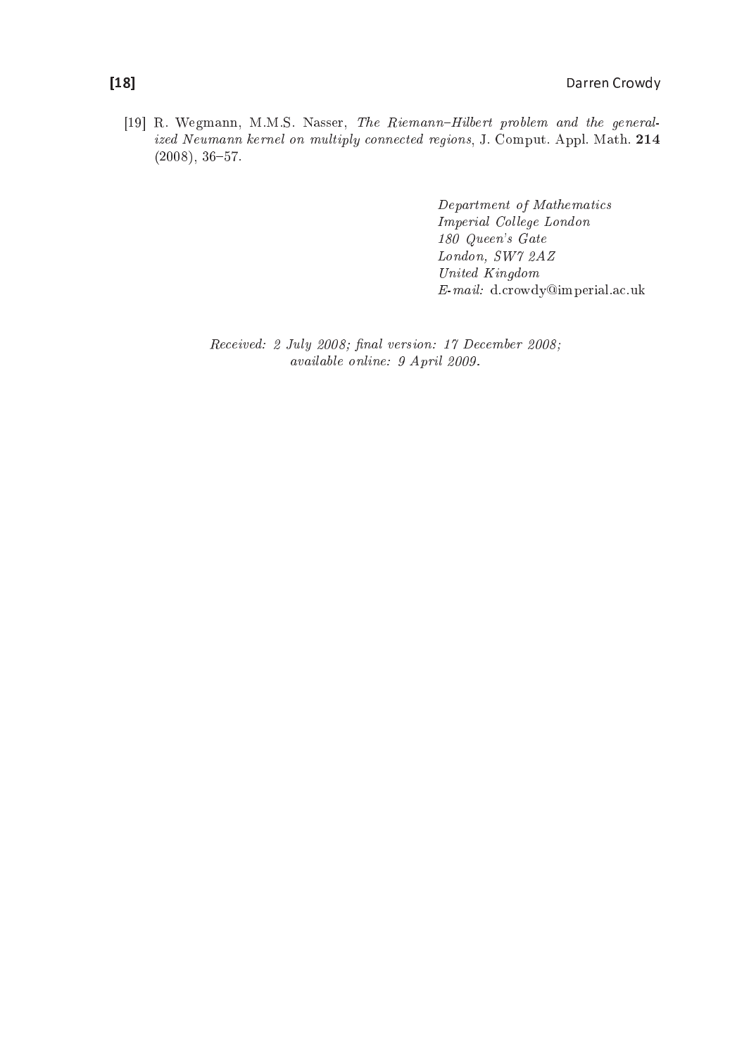[19] R. Wegmann, M.M.S. Nasser, *The Riemann–Hilbert problem and the generalized Neumann kernel on multiply connected regions*, J. Comput. Appl. Math. **214** (2008), 36–57.

*Department of Mathematics*
*Imperial College London*
*180 Queen's Gate*
*London, SW7 2AZ*
*United Kingdom*
*E-mail:* d.crowdy@imperial.ac.uk

*Received: 2 July 2008; final version: 17 December 2008;*
*available online: 9 April 2009.*